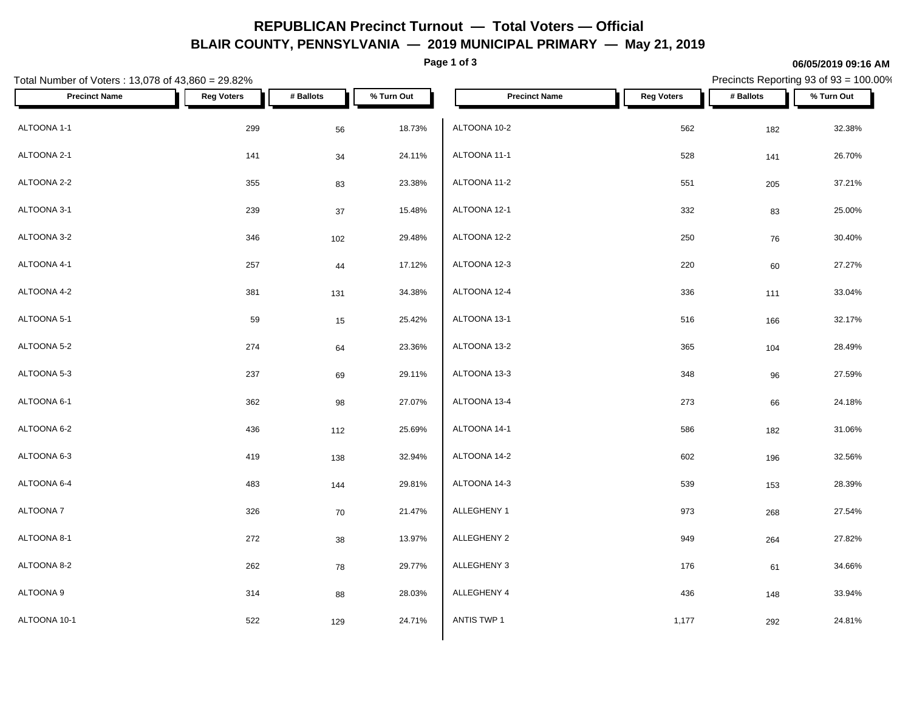# REPUBLICAN Precinct Turnout — Total Voters — Official

## BLAIR COUNTY, PENNSYLVANIA — 2019 MUNICIPAL PRIMARY — May 21, 2019

06/05/2019 09:16 AM

Total Number of Voters : 13,078 of 43,860 = 29.82%

Precincts Reporting 93 of 93 = 100.00%

| Precinct Name | Reg Voters | # Ballots | % Turn Out |
|---|---|---|---|
| ALTOONA 1-1 | 299 | 56 | 18.73% |
| ALTOONA 2-1 | 141 | 34 | 24.11% |
| ALTOONA 2-2 | 355 | 83 | 23.38% |
| ALTOONA 3-1 | 239 | 37 | 15.48% |
| ALTOONA 3-2 | 346 | 102 | 29.48% |
| ALTOONA 4-1 | 257 | 44 | 17.12% |
| ALTOONA 4-2 | 381 | 131 | 34.38% |
| ALTOONA 5-1 | 59 | 15 | 25.42% |
| ALTOONA 5-2 | 274 | 64 | 23.36% |
| ALTOONA 5-3 | 237 | 69 | 29.11% |
| ALTOONA 6-1 | 362 | 98 | 27.07% |
| ALTOONA 6-2 | 436 | 112 | 25.69% |
| ALTOONA 6-3 | 419 | 138 | 32.94% |
| ALTOONA 6-4 | 483 | 144 | 29.81% |
| ALTOONA 7 | 326 | 70 | 21.47% |
| ALTOONA 8-1 | 272 | 38 | 13.97% |
| ALTOONA 8-2 | 262 | 78 | 29.77% |
| ALTOONA 9 | 314 | 88 | 28.03% |
| ALTOONA 10-1 | 522 | 129 | 24.71% |
| ALTOONA 10-2 | 562 | 182 | 32.38% |
| ALTOONA 11-1 | 528 | 141 | 26.70% |
| ALTOONA 11-2 | 551 | 205 | 37.21% |
| ALTOONA 12-1 | 332 | 83 | 25.00% |
| ALTOONA 12-2 | 250 | 76 | 30.40% |
| ALTOONA 12-3 | 220 | 60 | 27.27% |
| ALTOONA 12-4 | 336 | 111 | 33.04% |
| ALTOONA 13-1 | 516 | 166 | 32.17% |
| ALTOONA 13-2 | 365 | 104 | 28.49% |
| ALTOONA 13-3 | 348 | 96 | 27.59% |
| ALTOONA 13-4 | 273 | 66 | 24.18% |
| ALTOONA 14-1 | 586 | 182 | 31.06% |
| ALTOONA 14-2 | 602 | 196 | 32.56% |
| ALTOONA 14-3 | 539 | 153 | 28.39% |
| ALLEGHENY 1 | 973 | 268 | 27.54% |
| ALLEGHENY 2 | 949 | 264 | 27.82% |
| ALLEGHENY 3 | 176 | 61 | 34.66% |
| ALLEGHENY 4 | 436 | 148 | 33.94% |
| ANTIS TWP 1 | 1,177 | 292 | 24.81% |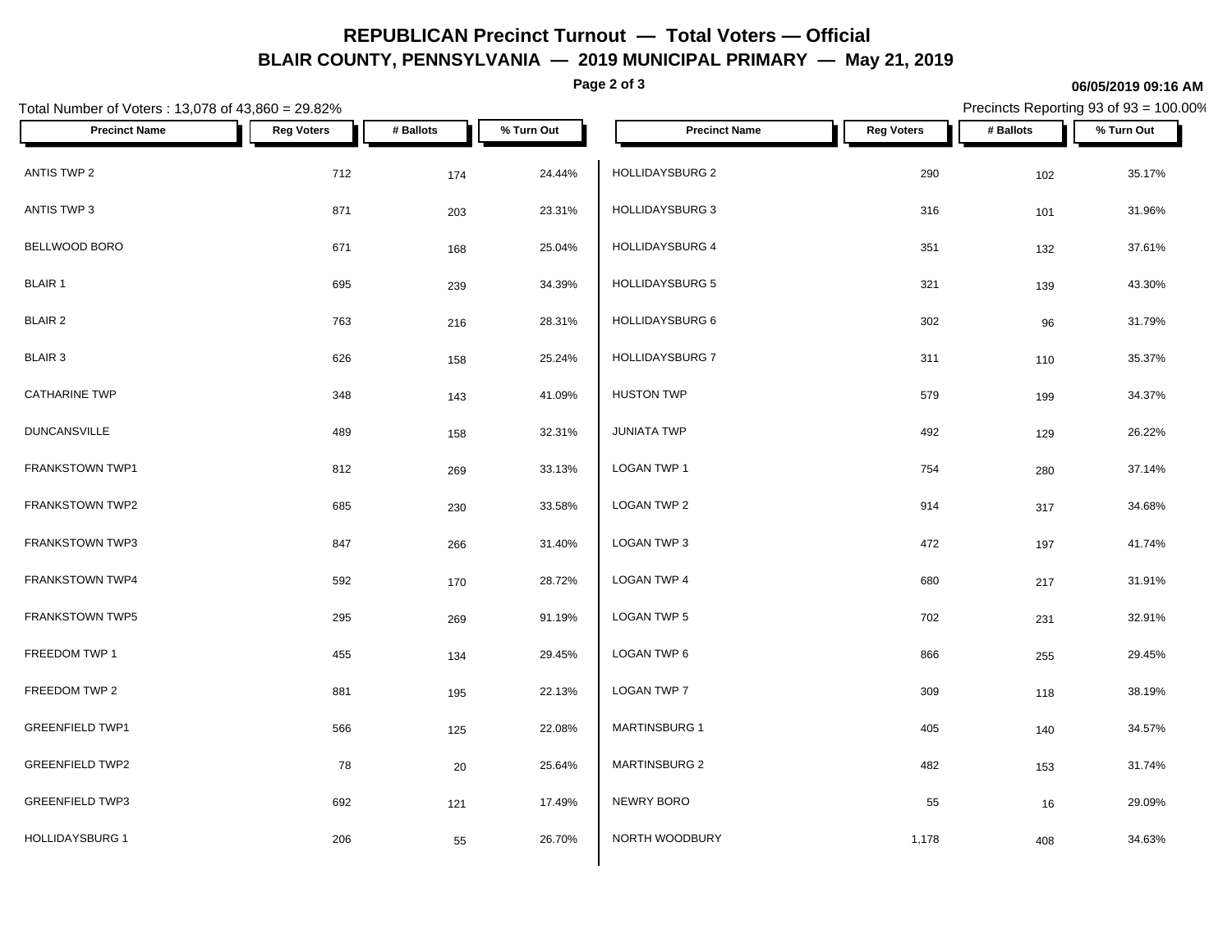# REPUBLICAN Precinct Turnout — Total Voters — Official

## BLAIR COUNTY, PENNSYLVANIA — 2019 MUNICIPAL PRIMARY — May 21, 2019

06/05/2019 09:16 AM

Total Number of Voters : 13,078 of 43,860 = 29.82%

Precincts Reporting 93 of 93 = 100.00%

| Precinct Name | Reg Voters | # Ballots | % Turn Out |
|---|---|---|---|
| ANTIS TWP 2 | 712 | 174 | 24.44% |
| ANTIS TWP 3 | 871 | 203 | 23.31% |
| BELLWOOD BORO | 671 | 168 | 25.04% |
| BLAIR 1 | 695 | 239 | 34.39% |
| BLAIR 2 | 763 | 216 | 28.31% |
| BLAIR 3 | 626 | 158 | 25.24% |
| CATHARINE TWP | 348 | 143 | 41.09% |
| DUNCANSVILLE | 489 | 158 | 32.31% |
| FRANKSTOWN TWP1 | 812 | 269 | 33.13% |
| FRANKSTOWN TWP2 | 685 | 230 | 33.58% |
| FRANKSTOWN TWP3 | 847 | 266 | 31.40% |
| FRANKSTOWN TWP4 | 592 | 170 | 28.72% |
| FRANKSTOWN TWP5 | 295 | 269 | 91.19% |
| FREEDOM TWP 1 | 455 | 134 | 29.45% |
| FREEDOM TWP 2 | 881 | 195 | 22.13% |
| GREENFIELD TWP1 | 566 | 125 | 22.08% |
| GREENFIELD TWP2 | 78 | 20 | 25.64% |
| GREENFIELD TWP3 | 692 | 121 | 17.49% |
| HOLLIDAYSBURG 1 | 206 | 55 | 26.70% |
| HOLLIDAYSBURG 2 | 290 | 102 | 35.17% |
| HOLLIDAYSBURG 3 | 316 | 101 | 31.96% |
| HOLLIDAYSBURG 4 | 351 | 132 | 37.61% |
| HOLLIDAYSBURG 5 | 321 | 139 | 43.30% |
| HOLLIDAYSBURG 6 | 302 | 96 | 31.79% |
| HOLLIDAYSBURG 7 | 311 | 110 | 35.37% |
| HUSTON TWP | 579 | 199 | 34.37% |
| JUNIATA TWP | 492 | 129 | 26.22% |
| LOGAN TWP 1 | 754 | 280 | 37.14% |
| LOGAN TWP 2 | 914 | 317 | 34.68% |
| LOGAN TWP 3 | 472 | 197 | 41.74% |
| LOGAN TWP 4 | 680 | 217 | 31.91% |
| LOGAN TWP 5 | 702 | 231 | 32.91% |
| LOGAN TWP 6 | 866 | 255 | 29.45% |
| LOGAN TWP 7 | 309 | 118 | 38.19% |
| MARTINSBURG 1 | 405 | 140 | 34.57% |
| MARTINSBURG 2 | 482 | 153 | 31.74% |
| NEWRY BORO | 55 | 16 | 29.09% |
| NORTH WOODBURY | 1,178 | 408 | 34.63% |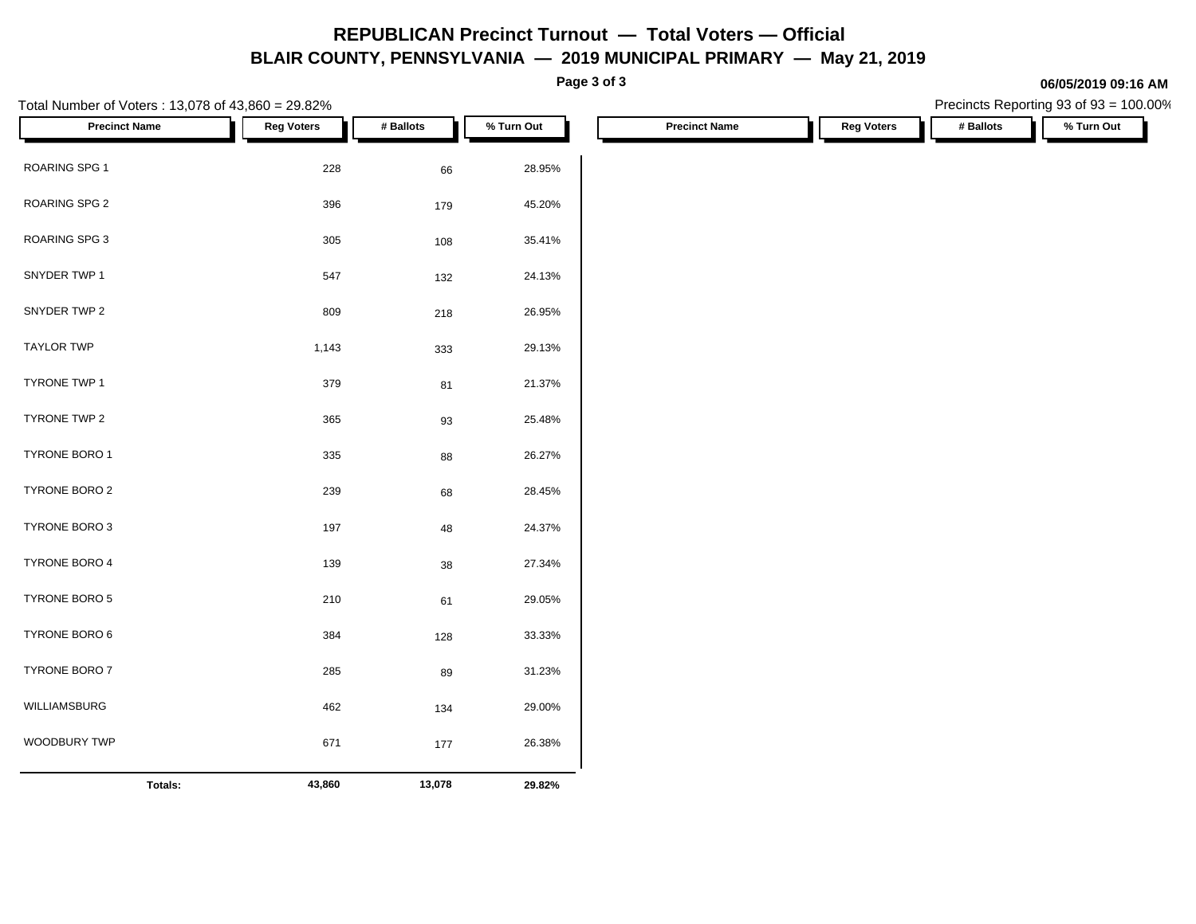# REPUBLICAN Precinct Turnout — Total Voters — Official

## BLAIR COUNTY, PENNSYLVANIA — 2019 MUNICIPAL PRIMARY — May 21, 2019

06/05/2019 09:16 AM

Total Number of Voters : 13,078 of 43,860 = 29.82%

Precincts Reporting 93 of 93 = 100.00%

| Precinct Name | Reg Voters | # Ballots | % Turn Out |
|---|---|---|---|
| ROARING SPG 1 | 228 | 66 | 28.95% |
| ROARING SPG 2 | 396 | 179 | 45.20% |
| ROARING SPG 3 | 305 | 108 | 35.41% |
| SNYDER TWP 1 | 547 | 132 | 24.13% |
| SNYDER TWP 2 | 809 | 218 | 26.95% |
| TAYLOR TWP | 1,143 | 333 | 29.13% |
| TYRONE TWP 1 | 379 | 81 | 21.37% |
| TYRONE TWP 2 | 365 | 93 | 25.48% |
| TYRONE BORO 1 | 335 | 88 | 26.27% |
| TYRONE BORO 2 | 239 | 68 | 28.45% |
| TYRONE BORO 3 | 197 | 48 | 24.37% |
| TYRONE BORO 4 | 139 | 38 | 27.34% |
| TYRONE BORO 5 | 210 | 61 | 29.05% |
| TYRONE BORO 6 | 384 | 128 | 33.33% |
| TYRONE BORO 7 | 285 | 89 | 31.23% |
| WILLIAMSBURG | 462 | 134 | 29.00% |
| WOODBURY TWP | 671 | 177 | 26.38% |
| **Totals:** | **43,860** | **13,078** | **29.82%** |